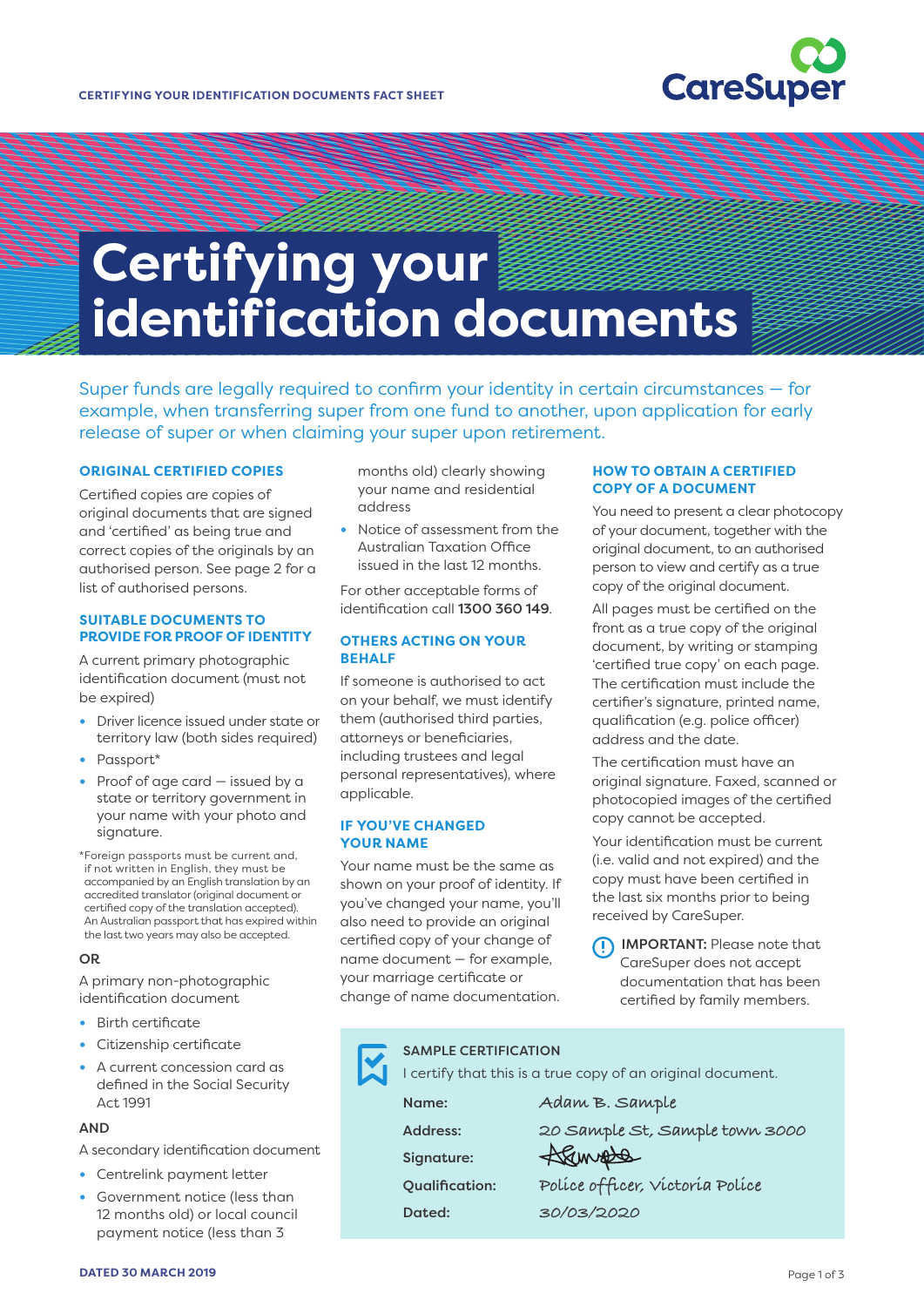# Certifying your identification documents

Super funds are legally required to confirm your identity in certain circumstances – for example, when transferring super from one fund to another, upon application for early release of super or when claiming your super upon retirement.

### ORIGINAL CERTIFIED COPIES

Certified copies are copies of original documents that are signed and 'certified' as being true and correct copies of the originals by an authorised person. See page 2 for a list of authorised persons.

### SUITABLE DOCUMENTS TO PROVIDE FOR PROOF OF IDENTITY

A current primary photographic identification document (must not be expired)

- Driver licence issued under state or territory law (both sides required)
- Passport*
- Proof of age card – issued by a state or territory government in your name with your photo and signature.

*Foreign passports must be current and, if not written in English, they must be accompanied by an English translation by an accredited translator (original document or certified copy of the translation accepted). An Australian passport that has expired within the last two years may also be accepted.

**OR**

A primary non-photographic identification document

- Birth certificate
- Citizenship certificate
- A current concession card as defined in the Social Security Act 1991

**AND**

A secondary identification document

- Centrelink payment letter
- Government notice (less than 12 months old) or local council payment notice (less than 3 months old) clearly showing your name and residential address
- Notice of assessment from the Australian Taxation Office issued in the last 12 months.

For other acceptable forms of identification call **1300 360 149**.

### OTHERS ACTING ON YOUR BEHALF

If someone is authorised to act on your behalf, we must identify them (authorised third parties, attorneys or beneficiaries, including trustees and legal personal representatives), where applicable.

### IF YOU'VE CHANGED YOUR NAME

Your name must be the same as shown on your proof of identity. If you've changed your name, you'll also need to provide an original certified copy of your change of name document – for example, your marriage certificate or change of name documentation.

### HOW TO OBTAIN A CERTIFIED COPY OF A DOCUMENT

You need to present a clear photocopy of your document, together with the original document, to an authorised person to view and certify as a true copy of the original document.

All pages must be certified on the front as a true copy of the original document, by writing or stamping 'certified true copy' on each page. The certification must include the certifier's signature, printed name, qualification (e.g. police officer) address and the date.

The certification must have an original signature. Faxed, scanned or photocopied images of the certified copy cannot be accepted.

Your identification must be current (i.e. valid and not expired) and the copy must have been certified in the last six months prior to being received by CareSuper.

**IMPORTANT:** Please note that CareSuper does not accept documentation that has been certified by family members.

### SAMPLE CERTIFICATION

I certify that this is a true copy of an original document.

| | |
|---|---|
| **Name:** | *Adam B. Sample* |
| **Address:** | *20 Sample St, Sample town 3000* |
| **Signature:** | *(signature)* |
| **Qualification:** | *Police officer, Victoria Police* |
| **Dated:** | *30/03/2020* |

DATED 30 MARCH 2019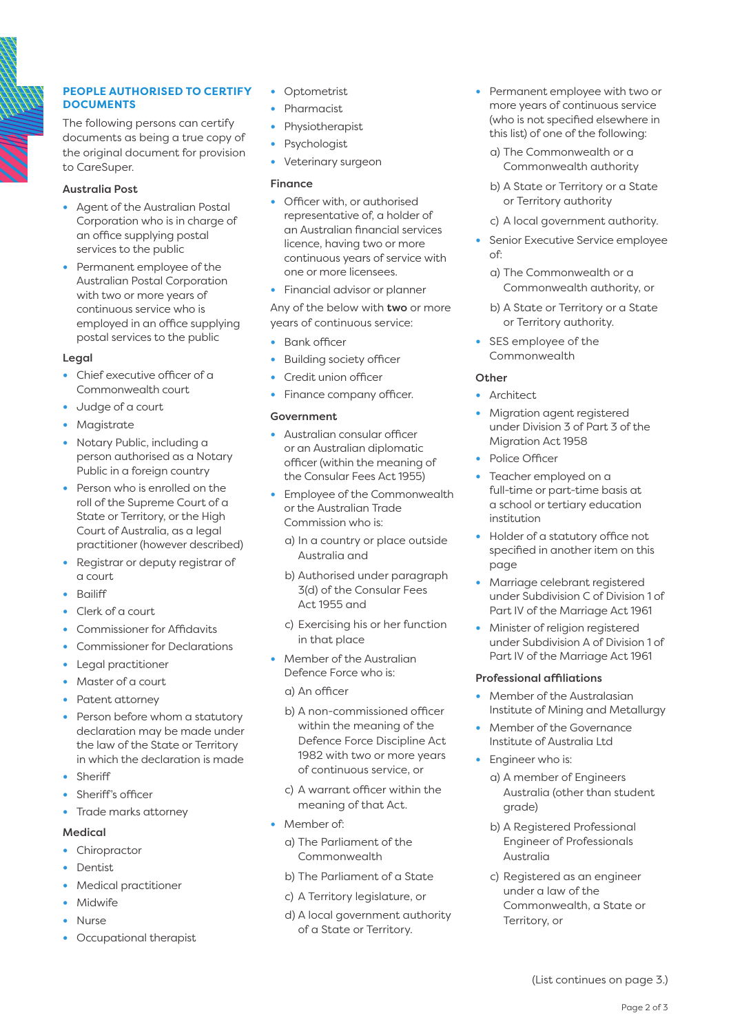## PEOPLE AUTHORISED TO CERTIFY DOCUMENTS

The following persons can certify documents as being a true copy of the original document for provision to CareSuper.

### Australia Post

- Agent of the Australian Postal Corporation who is in charge of an office supplying postal services to the public
- Permanent employee of the Australian Postal Corporation with two or more years of continuous service who is employed in an office supplying postal services to the public

### Legal

- Chief executive officer of a Commonwealth court
- Judge of a court
- Magistrate
- Notary Public, including a person authorised as a Notary Public in a foreign country
- Person who is enrolled on the roll of the Supreme Court of a State or Territory, or the High Court of Australia, as a legal practitioner (however described)
- Registrar or deputy registrar of a court
- Bailiff
- Clerk of a court
- Commissioner for Affidavits
- Commissioner for Declarations
- Legal practitioner
- Master of a court
- Patent attorney
- Person before whom a statutory declaration may be made under the law of the State or Territory in which the declaration is made
- Sheriff
- Sheriff's officer
- Trade marks attorney

### Medical

- Chiropractor
- Dentist
- Medical practitioner
- Midwife
- Nurse
- Occupational therapist
- Optometrist
- Pharmacist
- Physiotherapist
- Psychologist
- Veterinary surgeon

### Finance

- Officer with, or authorised representative of, a holder of an Australian financial services licence, having two or more continuous years of service with one or more licensees.
- Financial advisor or planner

Any of the below with **two** or more years of continuous service:

- Bank officer
- Building society officer
- Credit union officer
- Finance company officer.

### Government

- Australian consular officer or an Australian diplomatic officer (within the meaning of the Consular Fees Act 1955)
- Employee of the Commonwealth or the Australian Trade Commission who is:
  a) In a country or place outside Australia and
  b) Authorised under paragraph 3(d) of the Consular Fees Act 1955 and
  c) Exercising his or her function in that place
- Member of the Australian Defence Force who is:
  a) An officer
  b) A non-commissioned officer within the meaning of the Defence Force Discipline Act 1982 with two or more years of continuous service, or
  c) A warrant officer within the meaning of that Act.
- Member of:
  a) The Parliament of the Commonwealth
  b) The Parliament of a State
  c) A Territory legislature, or
  d) A local government authority of a State or Territory.
- Permanent employee with two or more years of continuous service (who is not specified elsewhere in this list) of one of the following:
  a) The Commonwealth or a Commonwealth authority
  b) A State or Territory or a State or Territory authority
  c) A local government authority.
- Senior Executive Service employee of:
  a) The Commonwealth or a Commonwealth authority, or
  b) A State or Territory or a State or Territory authority.
- SES employee of the Commonwealth

### Other

- Architect
- Migration agent registered under Division 3 of Part 3 of the Migration Act 1958
- Police Officer
- Teacher employed on a full-time or part-time basis at a school or tertiary education institution
- Holder of a statutory office not specified in another item on this page
- Marriage celebrant registered under Subdivision C of Division 1 of Part IV of the Marriage Act 1961
- Minister of religion registered under Subdivision A of Division 1 of Part IV of the Marriage Act 1961

### Professional affiliations

- Member of the Australasian Institute of Mining and Metallurgy
- Member of the Governance Institute of Australia Ltd
- Engineer who is:
  a) A member of Engineers Australia (other than student grade)
  b) A Registered Professional Engineer of Professionals Australia
  c) Registered as an engineer under a law of the Commonwealth, a State or Territory, or

(List continues on page 3.)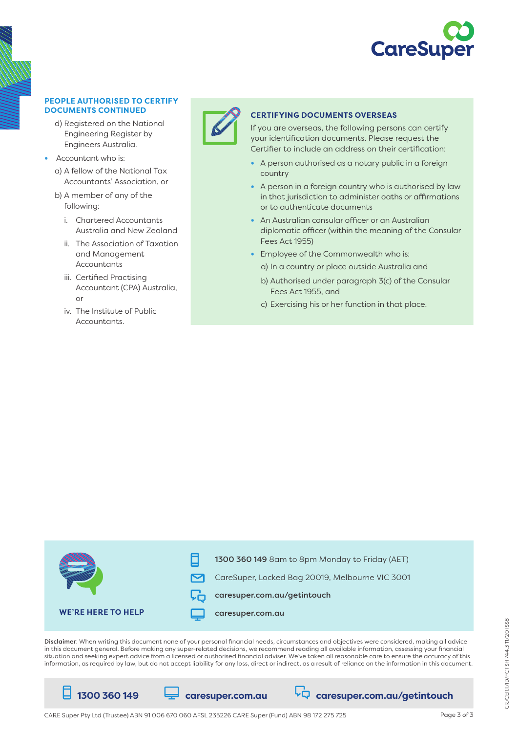## PEOPLE AUTHORISED TO CERTIFY DOCUMENTS CONTINUED

d) Registered on the National Engineering Register by Engineers Australia.

- Accountant who is:
  - a) A fellow of the National Tax Accountants' Association, or
  - b) A member of any of the following:
    - i. Chartered Accountants Australia and New Zealand
    - ii. The Association of Taxation and Management Accountants
    - iii. Certified Practising Accountant (CPA) Australia, or
    - iv. The Institute of Public Accountants.

### CERTIFYING DOCUMENTS OVERSEAS

If you are overseas, the following persons can certify your identification documents. Please request the Certifier to include an address on their certification:

- A person authorised as a notary public in a foreign country
- A person in a foreign country who is authorised by law in that jurisdiction to administer oaths or affirmations or to authenticate documents
- An Australian consular officer or an Australian diplomatic officer (within the meaning of the Consular Fees Act 1955)
- Employee of the Commonwealth who is:
  - a) In a country or place outside Australia and
  - b) Authorised under paragraph 3(c) of the Consular Fees Act 1955, and
  - c) Exercising his or her function in that place.

**WE'RE HERE TO HELP**

**1300 360 149** 8am to 8pm Monday to Friday (AET)

CareSuper, Locked Bag 20019, Melbourne VIC 3001

**caresuper.com.au/getintouch**

**caresuper.com.au**

**Disclaimer**: When writing this document none of your personal financial needs, circumstances and objectives were considered, making all advice in this document general. Before making any super-related decisions, we recommend reading all available information, assessing your financial situation and seeking expert advice from a licensed or authorised financial adviser. We've taken all reasonable care to ensure the accuracy of this information, as required by law, but do not accept liability for any loss, direct or indirect, as a result of reliance on the information in this document.

**1300 360 149** **caresuper.com.au** **caresuper.com.au/getintouch**

CARE Super Pty Ltd (Trustee) ABN 91 006 670 060 AFSL 235226 CARE Super (Fund) ABN 98 172 275 725

CR/CERT/ID/FCTSH 744 3 11/20 ISS8